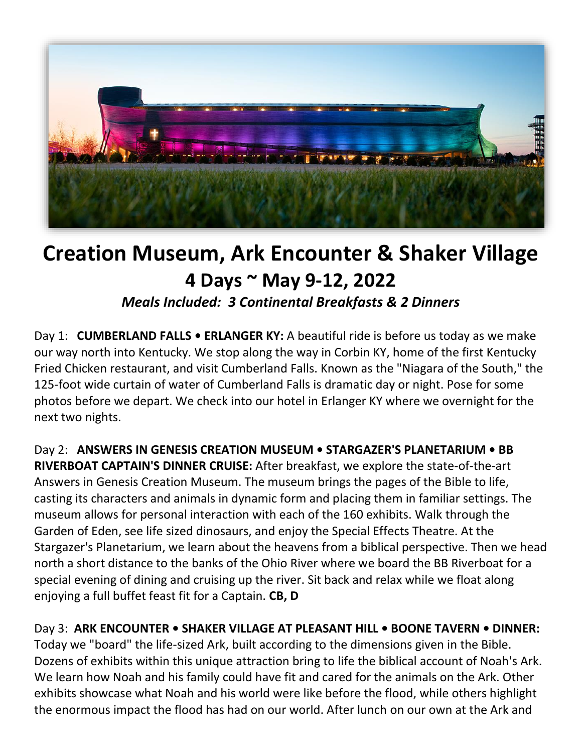# Creation Museum, Ark Encounter & Shaker Village

## 4 Days ~ May 9-12, 2022

***Meals Included: 3 Continental Breakfasts & 2 Dinners***

Day 1: **CUMBERLAND FALLS • ERLANGER KY:** A beautiful ride is before us today as we make our way north into Kentucky. We stop along the way in Corbin KY, home of the first Kentucky Fried Chicken restaurant, and visit Cumberland Falls. Known as the "Niagara of the South," the 125-foot wide curtain of water of Cumberland Falls is dramatic day or night. Pose for some photos before we depart. We check into our hotel in Erlanger KY where we overnight for the next two nights.

Day 2: **ANSWERS IN GENESIS CREATION MUSEUM • STARGAZER'S PLANETARIUM • BB RIVERBOAT CAPTAIN'S DINNER CRUISE:** After breakfast, we explore the state-of-the-art Answers in Genesis Creation Museum. The museum brings the pages of the Bible to life, casting its characters and animals in dynamic form and placing them in familiar settings. The museum allows for personal interaction with each of the 160 exhibits. Walk through the Garden of Eden, see life sized dinosaurs, and enjoy the Special Effects Theatre. At the Stargazer's Planetarium, we learn about the heavens from a biblical perspective. Then we head north a short distance to the banks of the Ohio River where we board the BB Riverboat for a special evening of dining and cruising up the river. Sit back and relax while we float along enjoying a full buffet feast fit for a Captain. **CB, D**

Day 3: **ARK ENCOUNTER • SHAKER VILLAGE AT PLEASANT HILL • BOONE TAVERN • DINNER:** Today we "board" the life-sized Ark, built according to the dimensions given in the Bible. Dozens of exhibits within this unique attraction bring to life the biblical account of Noah's Ark. We learn how Noah and his family could have fit and cared for the animals on the Ark. Other exhibits showcase what Noah and his world were like before the flood, while others highlight the enormous impact the flood has had on our world. After lunch on our own at the Ark and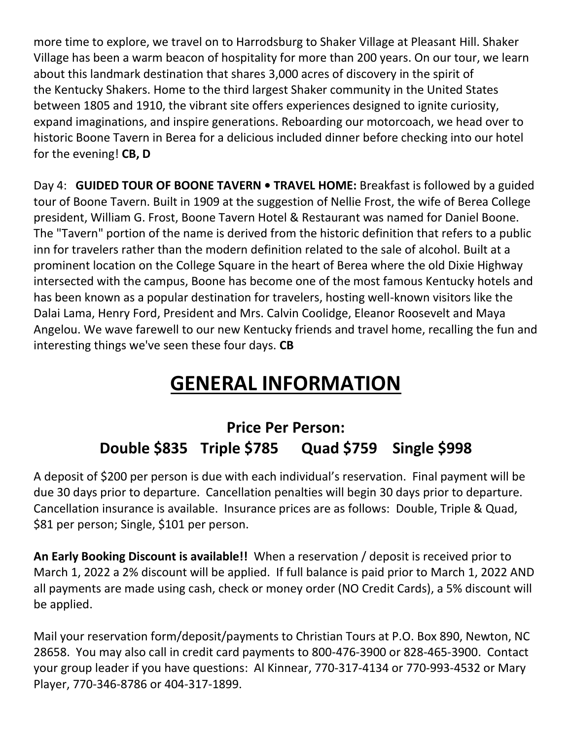more time to explore, we travel on to Harrodsburg to Shaker Village at Pleasant Hill. Shaker Village has been a warm beacon of hospitality for more than 200 years. On our tour, we learn about this landmark destination that shares 3,000 acres of discovery in the spirit of the Kentucky Shakers. Home to the third largest Shaker community in the United States between 1805 and 1910, the vibrant site offers experiences designed to ignite curiosity, expand imaginations, and inspire generations. Reboarding our motorcoach, we head over to historic Boone Tavern in Berea for a delicious included dinner before checking into our hotel for the evening! **CB, D**

Day 4: **GUIDED TOUR OF BOONE TAVERN • TRAVEL HOME:** Breakfast is followed by a guided tour of Boone Tavern. Built in 1909 at the suggestion of Nellie Frost, the wife of Berea College president, William G. Frost, Boone Tavern Hotel & Restaurant was named for Daniel Boone. The "Tavern" portion of the name is derived from the historic definition that refers to a public inn for travelers rather than the modern definition related to the sale of alcohol. Built at a prominent location on the College Square in the heart of Berea where the old Dixie Highway intersected with the campus, Boone has become one of the most famous Kentucky hotels and has been known as a popular destination for travelers, hosting well-known visitors like the Dalai Lama, Henry Ford, President and Mrs. Calvin Coolidge, Eleanor Roosevelt and Maya Angelou. We wave farewell to our new Kentucky friends and travel home, recalling the fun and interesting things we've seen these four days. **CB**

# GENERAL INFORMATION

## Price Per Person:
## Double $835 Triple $785 Quad $759 Single $998

A deposit of $200 per person is due with each individual's reservation. Final payment will be due 30 days prior to departure. Cancellation penalties will begin 30 days prior to departure. Cancellation insurance is available. Insurance prices are as follows: Double, Triple & Quad, $81 per person; Single, $101 per person.

**An Early Booking Discount is available!!** When a reservation / deposit is received prior to March 1, 2022 a 2% discount will be applied. If full balance is paid prior to March 1, 2022 AND all payments are made using cash, check or money order (NO Credit Cards), a 5% discount will be applied.

Mail your reservation form/deposit/payments to Christian Tours at P.O. Box 890, Newton, NC 28658. You may also call in credit card payments to 800-476-3900 or 828-465-3900. Contact your group leader if you have questions: Al Kinnear, 770-317-4134 or 770-993-4532 or Mary Player, 770-346-8786 or 404-317-1899.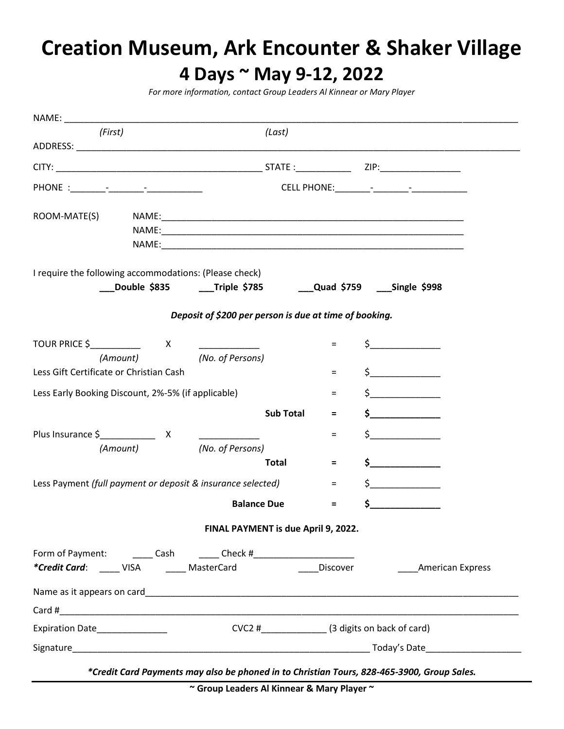# Creation Museum, Ark Encounter & Shaker Village

## 4 Days ~ May 9-12, 2022

*For more information, contact Group Leaders Al Kinnear or Mary Player*

NAME: ______________________________________________________________________________
*(First)* *(Last)*

ADDRESS: ___________________________________________________________________________

CITY: ________________________________________ STATE :___________ ZIP:________________

PHONE :_______-_______-___________ CELL PHONE:_______-_______-___________

ROOM-MATE(S) NAME:______________________________________________________________
NAME:______________________________________________________________
NAME:______________________________________________________________

I require the following accommodations: (Please check)

**___Double $835** **___Triple $785** **___Quad $759** **___Single $998**

***Deposit of $200 per person is due at time of booking.***

TOUR PRICE $__________ X ____________ = $______________
*(Amount)* *(No. of Persons)*

Less Gift Certificate or Christian Cash = $______________

Less Early Booking Discount, 2%-5% (if applicable) = $______________

**Sub Total = $______________**

Plus Insurance $___________ X ____________ = $______________
*(Amount)* *(No. of Persons)*

**Total = $______________**

Less Payment *(full payment or deposit & insurance selected)* = $______________

**Balance Due = $______________**

**FINAL PAYMENT is due April 9, 2022.**

Form of Payment: ____ Cash ____ Check #____________________

***Credit Card**: ____ VISA ____ MasterCard ____Discover ____American Express

Name as it appears on card___________________________________________________________

Card #_____________________________________________________________________________

Expiration Date______________ CVC2 #_____________ (3 digits on back of card)

Signature_____________________________________________________ Today's Date___________________

***Credit Card Payments may also be phoned in to Christian Tours, 828-465-3900, Group Sales.***

**~ Group Leaders Al Kinnear & Mary Player ~**